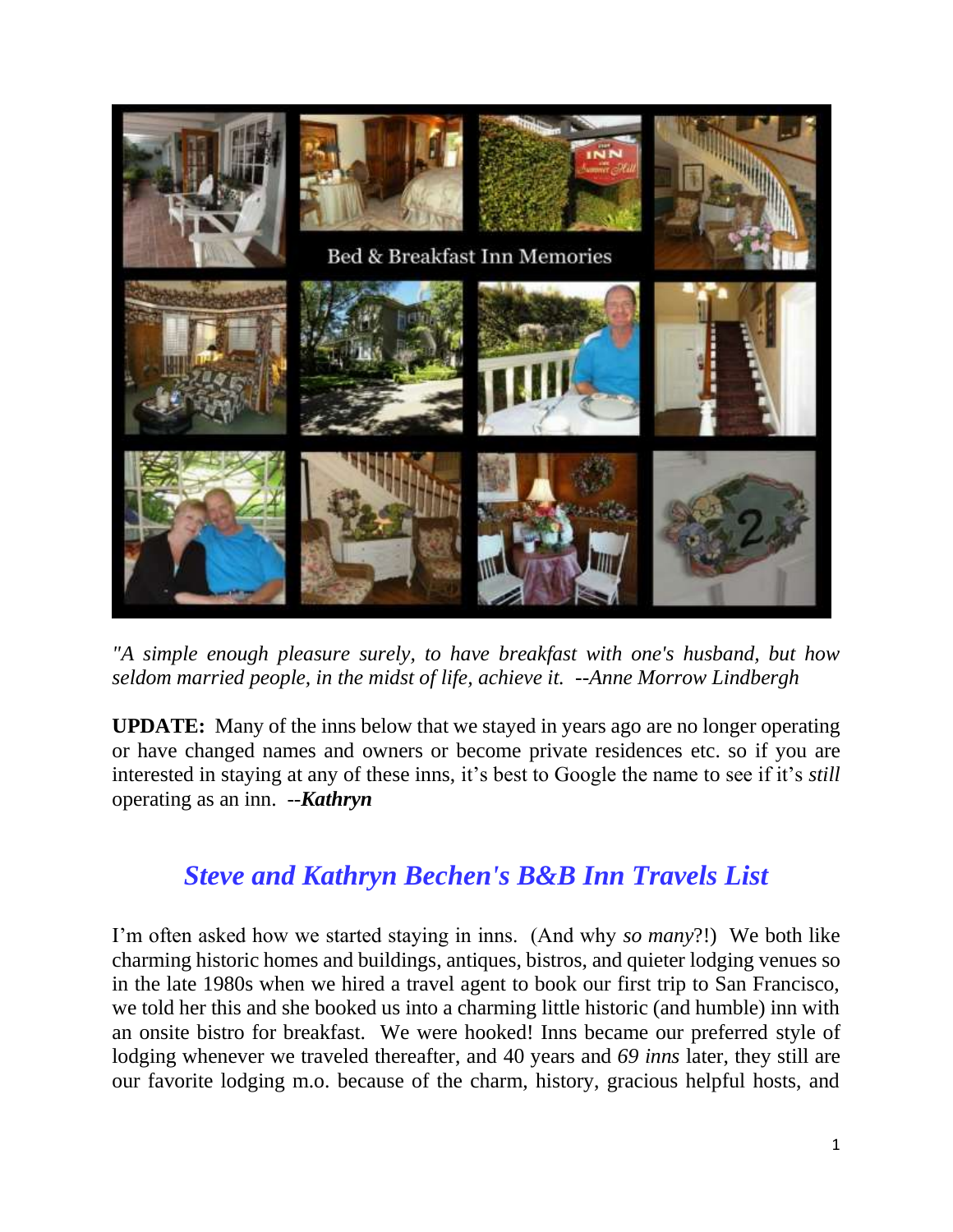*"A simple enough pleasure surely, to have breakfast with one's husband, but how seldom married people, in the midst of life, achieve it.  --Anne Morrow Lindbergh*

**UPDATE:** Many of the inns below that we stayed in years ago are no longer operating or have changed names and owners or become private residences etc. so if you are interested in staying at any of these inns, it's best to Google the name to see if it's *still* operating as an inn.  --***Kathryn***

## *Steve and Kathryn Bechen's B&B Inn Travels List*

I'm often asked how we started staying in inns. (And why *so many*?!) We both like charming historic homes and buildings, antiques, bistros, and quieter lodging venues so in the late 1980s when we hired a travel agent to book our first trip to San Francisco, we told her this and she booked us into a charming little historic (and humble) inn with an onsite bistro for breakfast. We were hooked! Inns became our preferred style of lodging whenever we traveled thereafter, and 40 years and *69 inns* later, they still are our favorite lodging m.o. because of the charm, history, gracious helpful hosts, and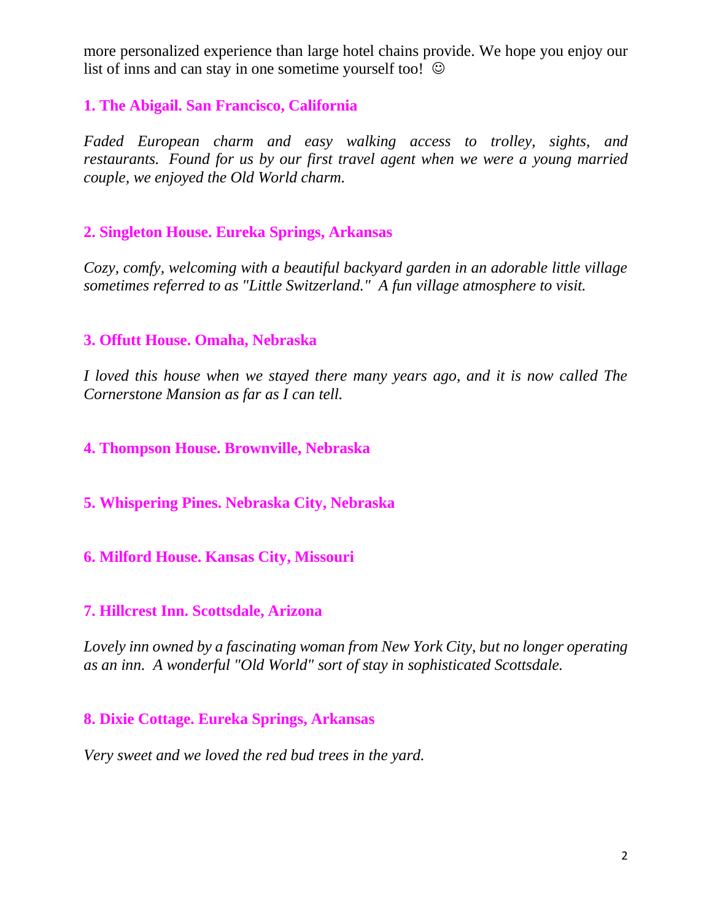more personalized experience than large hotel chains provide. We hope you enjoy our list of inns and can stay in one sometime yourself too! ☺

### 1. The Abigail. San Francisco, California

*Faded European charm and easy walking access to trolley, sights, and restaurants. Found for us by our first travel agent when we were a young married couple, we enjoyed the Old World charm.*

### 2. Singleton House. Eureka Springs, Arkansas

*Cozy, comfy, welcoming with a beautiful backyard garden in an adorable little village sometimes referred to as "Little Switzerland." A fun village atmosphere to visit.*

### 3. Offutt House. Omaha, Nebraska

*I loved this house when we stayed there many years ago, and it is now called The Cornerstone Mansion as far as I can tell.*

### 4. Thompson House. Brownville, Nebraska

### 5. Whispering Pines. Nebraska City, Nebraska

### 6. Milford House. Kansas City, Missouri

### 7. Hillcrest Inn. Scottsdale, Arizona

*Lovely inn owned by a fascinating woman from New York City, but no longer operating as an inn. A wonderful "Old World" sort of stay in sophisticated Scottsdale.*

### 8. Dixie Cottage. Eureka Springs, Arkansas

*Very sweet and we loved the red bud trees in the yard.*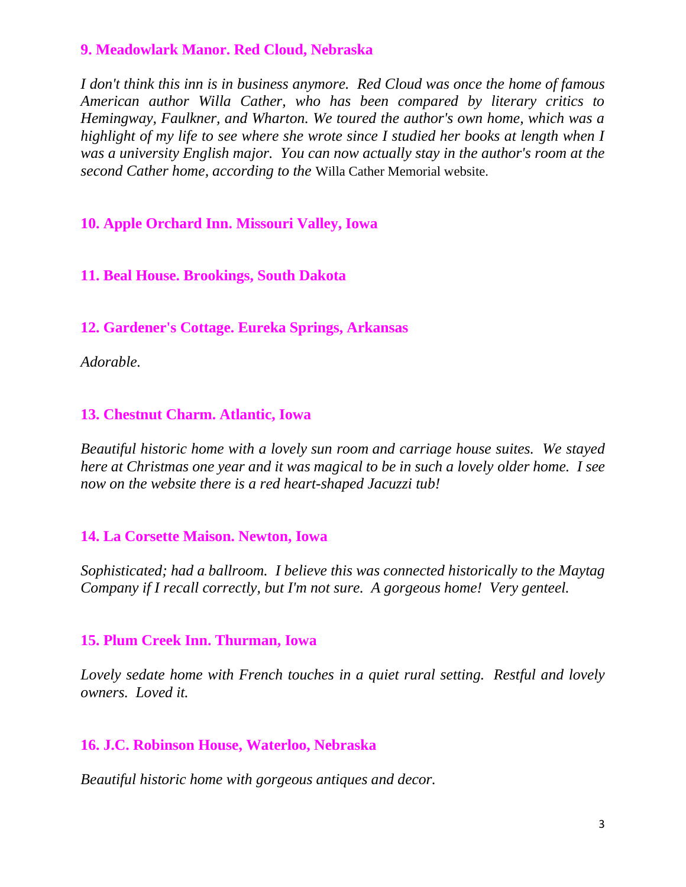### 9. Meadowlark Manor. Red Cloud, Nebraska

*I don't think this inn is in business anymore. Red Cloud was once the home of famous American author Willa Cather, who has been compared by literary critics to Hemingway, Faulkner, and Wharton. We toured the author's own home, which was a highlight of my life to see where she wrote since I studied her books at length when I was a university English major. You can now actually stay in the author's room at the second Cather home, according to the* Willa Cather Memorial website.

### 10. Apple Orchard Inn. Missouri Valley, Iowa

### 11. Beal House. Brookings, South Dakota

### 12. Gardener's Cottage. Eureka Springs, Arkansas

*Adorable.*

### 13. Chestnut Charm. Atlantic, Iowa

*Beautiful historic home with a lovely sun room and carriage house suites. We stayed here at Christmas one year and it was magical to be in such a lovely older home. I see now on the website there is a red heart-shaped Jacuzzi tub!*

### 14. La Corsette Maison. Newton, Iowa

*Sophisticated; had a ballroom. I believe this was connected historically to the Maytag Company if I recall correctly, but I'm not sure. A gorgeous home! Very genteel.*

### 15. Plum Creek Inn. Thurman, Iowa

*Lovely sedate home with French touches in a quiet rural setting. Restful and lovely owners. Loved it.*

### 16. J.C. Robinson House, Waterloo, Nebraska

*Beautiful historic home with gorgeous antiques and decor.*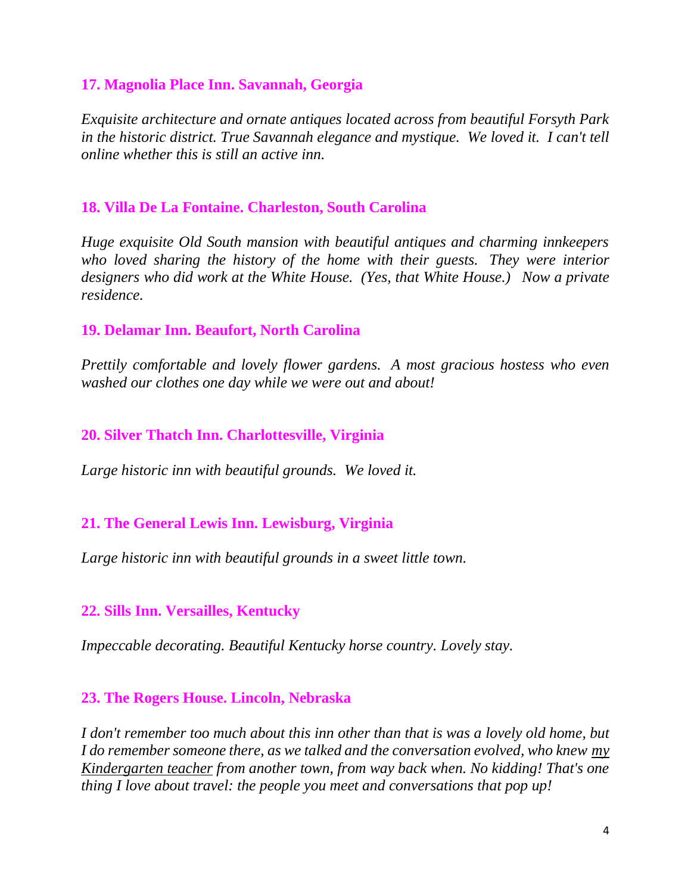### 17. Magnolia Place Inn. Savannah, Georgia

*Exquisite architecture and ornate antiques located across from beautiful Forsyth Park in the historic district. True Savannah elegance and mystique. We loved it. I can't tell online whether this is still an active inn.*

### 18. Villa De La Fontaine. Charleston, South Carolina

*Huge exquisite Old South mansion with beautiful antiques and charming innkeepers who loved sharing the history of the home with their guests. They were interior designers who did work at the White House. (Yes, that White House.) Now a private residence.*

### 19. Delamar Inn. Beaufort, North Carolina

*Prettily comfortable and lovely flower gardens. A most gracious hostess who even washed our clothes one day while we were out and about!*

### 20. Silver Thatch Inn. Charlottesville, Virginia

*Large historic inn with beautiful grounds. We loved it.*

### 21. The General Lewis Inn. Lewisburg, Virginia

*Large historic inn with beautiful grounds in a sweet little town.*

### 22. Sills Inn. Versailles, Kentucky

*Impeccable decorating. Beautiful Kentucky horse country. Lovely stay.*

### 23. The Rogers House. Lincoln, Nebraska

*I don't remember too much about this inn other than that is was a lovely old home, but I do remember someone there, as we talked and the conversation evolved, who knew <u>my Kindergarten teacher</u> from another town, from way back when. No kidding! That's one thing I love about travel: the people you meet and conversations that pop up!*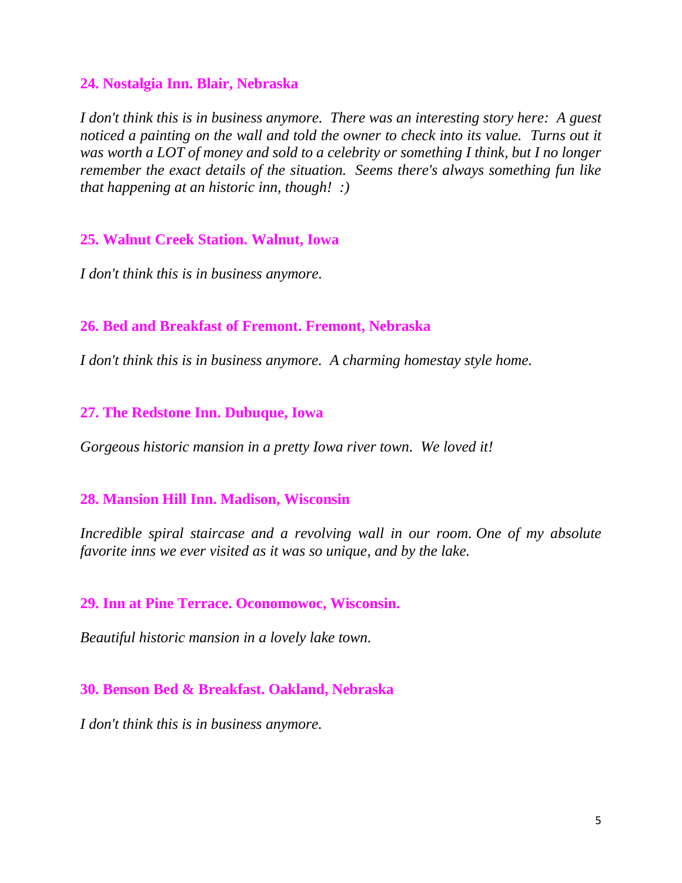### 24. Nostalgia Inn. Blair, Nebraska

*I don't think this is in business anymore. There was an interesting story here: A guest noticed a painting on the wall and told the owner to check into its value. Turns out it was worth a LOT of money and sold to a celebrity or something I think, but I no longer remember the exact details of the situation. Seems there's always something fun like that happening at an historic inn, though! :)*

### 25. Walnut Creek Station. Walnut, Iowa

*I don't think this is in business anymore.*

### 26. Bed and Breakfast of Fremont. Fremont, Nebraska

*I don't think this is in business anymore. A charming homestay style home.*

### 27. The Redstone Inn. Dubuque, Iowa

*Gorgeous historic mansion in a pretty Iowa river town. We loved it!*

### 28. Mansion Hill Inn. Madison, Wisconsin

*Incredible spiral staircase and a revolving wall in our room. One of my absolute favorite inns we ever visited as it was so unique, and by the lake.*

### 29. Inn at Pine Terrace. Oconomowoc, Wisconsin.

*Beautiful historic mansion in a lovely lake town.*

### 30. Benson Bed & Breakfast. Oakland, Nebraska

*I don't think this is in business anymore.*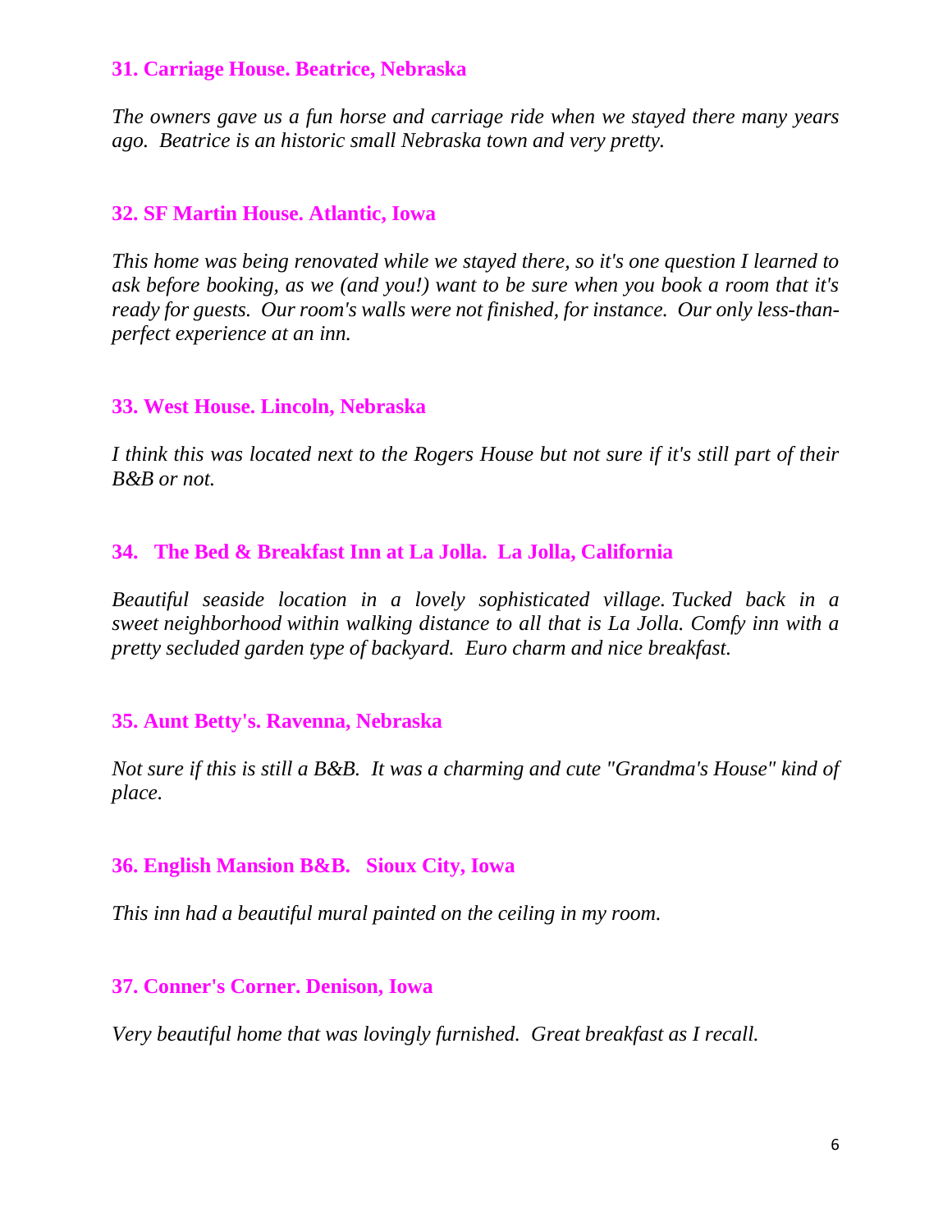### 31. Carriage House. Beatrice, Nebraska

*The owners gave us a fun horse and carriage ride when we stayed there many years ago. Beatrice is an historic small Nebraska town and very pretty.*

### 32. SF Martin House. Atlantic, Iowa

*This home was being renovated while we stayed there, so it's one question I learned to ask before booking, as we (and you!) want to be sure when you book a room that it's ready for guests. Our room's walls were not finished, for instance. Our only less-than-perfect experience at an inn.*

### 33. West House. Lincoln, Nebraska

*I think this was located next to the Rogers House but not sure if it's still part of their B&B or not.*

### 34. The Bed & Breakfast Inn at La Jolla. La Jolla, California

*Beautiful seaside location in a lovely sophisticated village. Tucked back in a sweet neighborhood within walking distance to all that is La Jolla. Comfy inn with a pretty secluded garden type of backyard. Euro charm and nice breakfast.*

### 35. Aunt Betty's. Ravenna, Nebraska

*Not sure if this is still a B&B. It was a charming and cute "Grandma's House" kind of place.*

### 36. English Mansion B&B. Sioux City, Iowa

*This inn had a beautiful mural painted on the ceiling in my room.*

### 37. Conner's Corner. Denison, Iowa

*Very beautiful home that was lovingly furnished. Great breakfast as I recall.*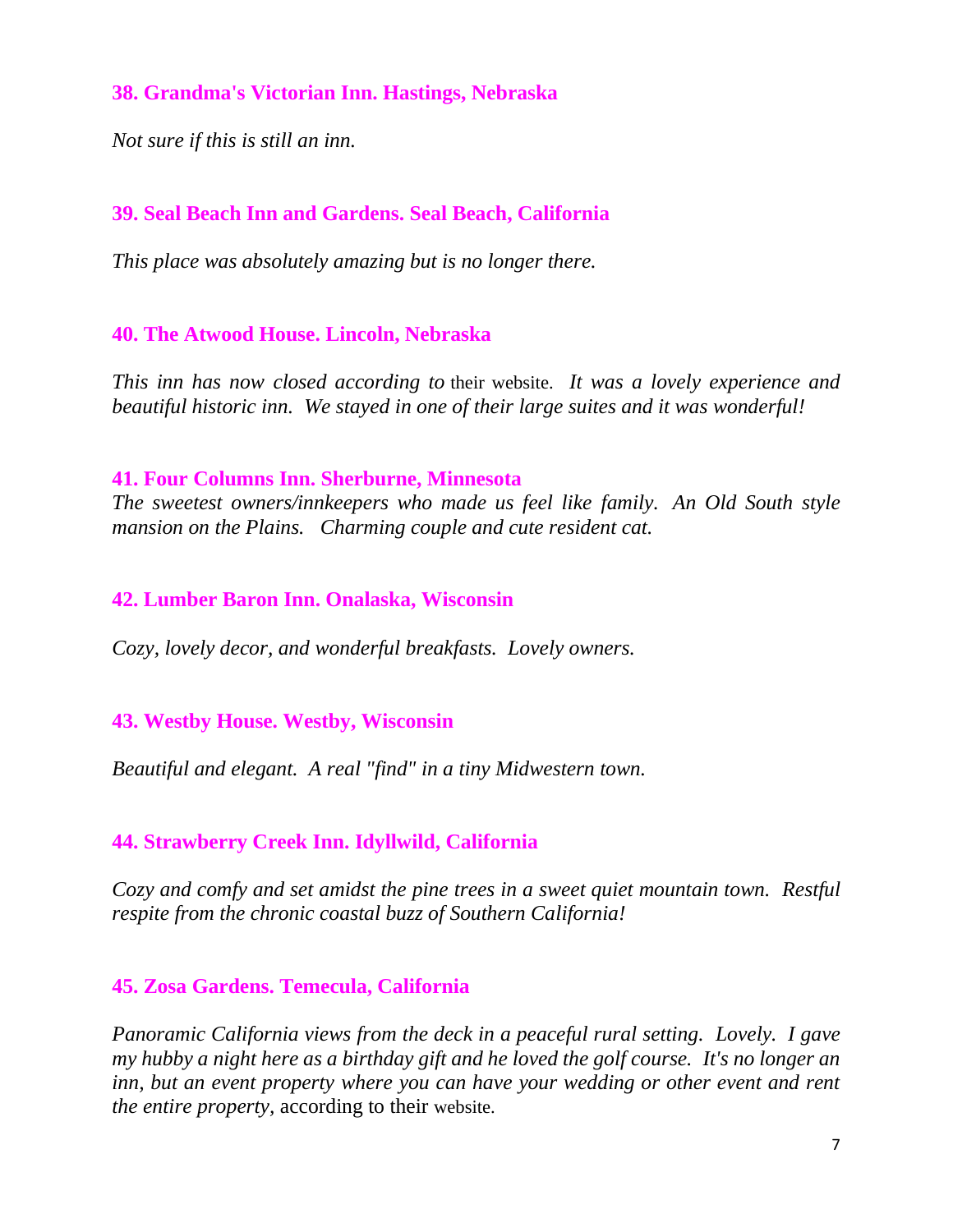### 38. Grandma's Victorian Inn. Hastings, Nebraska

*Not sure if this is still an inn.*

### 39. Seal Beach Inn and Gardens. Seal Beach, California

*This place was absolutely amazing but is no longer there.*

### 40. The Atwood House. Lincoln, Nebraska

*This inn has now closed according to* their website. *It was a lovely experience and beautiful historic inn. We stayed in one of their large suites and it was wonderful!*

### 41. Four Columns Inn. Sherburne, Minnesota

*The sweetest owners/innkeepers who made us feel like family. An Old South style mansion on the Plains. Charming couple and cute resident cat.*

### 42. Lumber Baron Inn. Onalaska, Wisconsin

*Cozy, lovely decor, and wonderful breakfasts. Lovely owners.*

### 43. Westby House. Westby, Wisconsin

*Beautiful and elegant. A real "find" in a tiny Midwestern town.*

### 44. Strawberry Creek Inn. Idyllwild, California

*Cozy and comfy and set amidst the pine trees in a sweet quiet mountain town. Restful respite from the chronic coastal buzz of Southern California!*

### 45. Zosa Gardens. Temecula, California

*Panoramic California views from the deck in a peaceful rural setting. Lovely. I gave my hubby a night here as a birthday gift and he loved the golf course. It's no longer an inn, but an event property where you can have your wedding or other event and rent the entire property*, according to their website.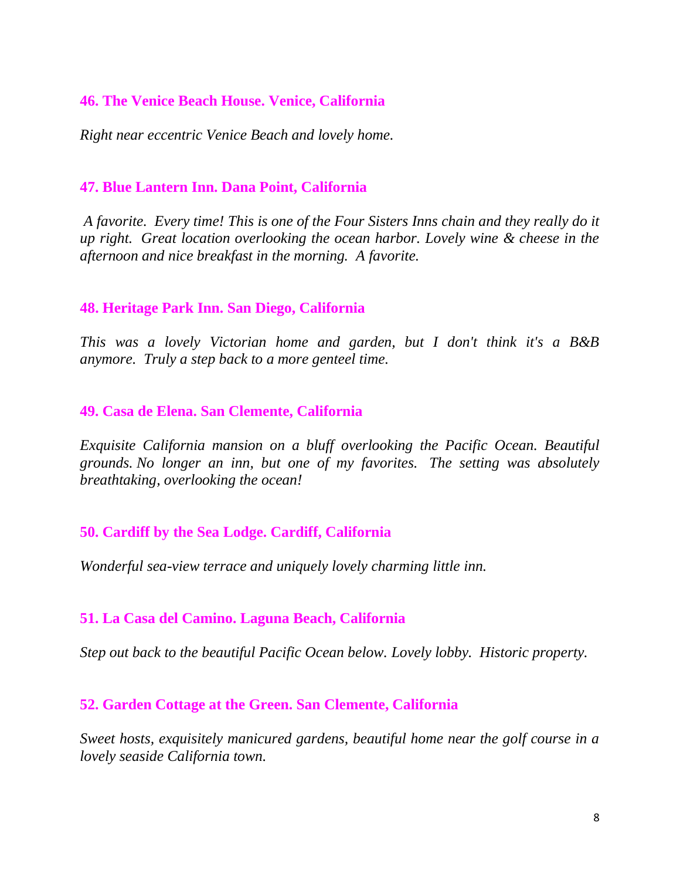**46. The Venice Beach House. Venice, California**

*Right near eccentric Venice Beach and lovely home.*

**47. Blue Lantern Inn. Dana Point, California**

*A favorite. Every time! This is one of the Four Sisters Inns chain and they really do it up right. Great location overlooking the ocean harbor. Lovely wine & cheese in the afternoon and nice breakfast in the morning. A favorite.*

**48. Heritage Park Inn. San Diego, California**

*This was a lovely Victorian home and garden, but I don't think it's a B&B anymore. Truly a step back to a more genteel time.*

**49. Casa de Elena. San Clemente, California**

*Exquisite California mansion on a bluff overlooking the Pacific Ocean. Beautiful grounds. No longer an inn, but one of my favorites. The setting was absolutely breathtaking, overlooking the ocean!*

**50. Cardiff by the Sea Lodge. Cardiff, California**

*Wonderful sea-view terrace and uniquely lovely charming little inn.*

**51. La Casa del Camino. Laguna Beach, California**

*Step out back to the beautiful Pacific Ocean below. Lovely lobby. Historic property.*

**52. Garden Cottage at the Green. San Clemente, California**

*Sweet hosts, exquisitely manicured gardens, beautiful home near the golf course in a lovely seaside California town.*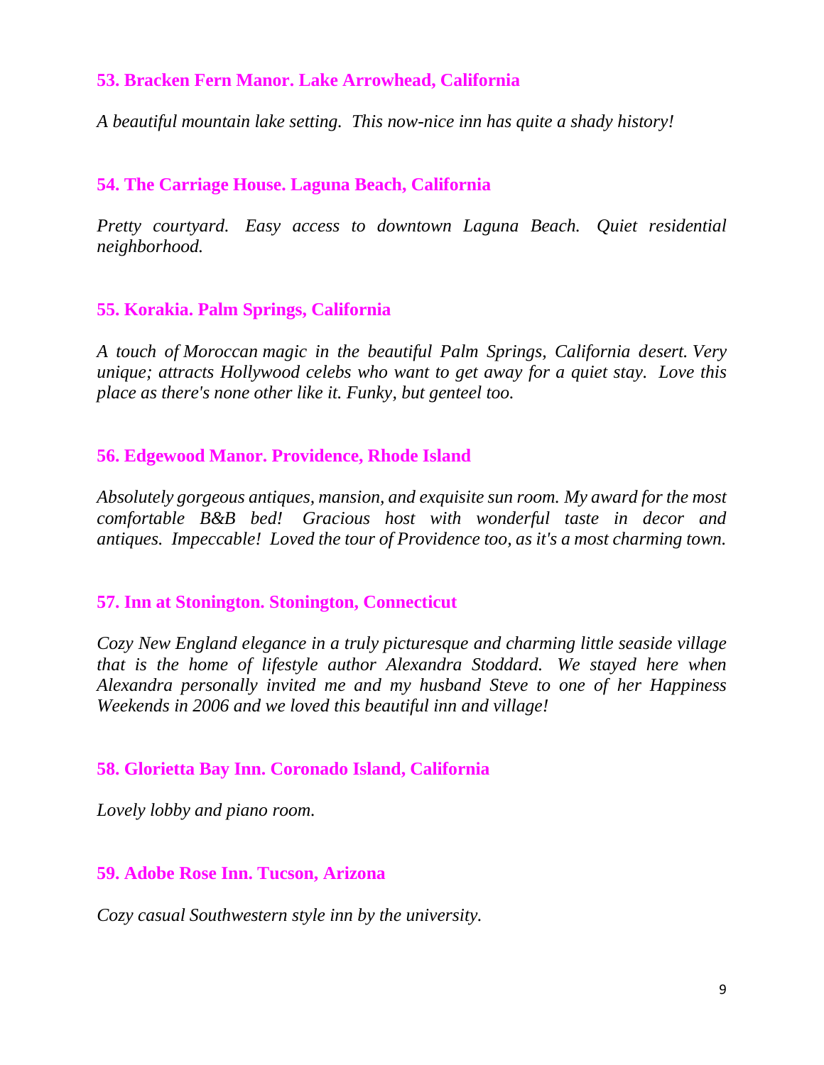### 53. Bracken Fern Manor. Lake Arrowhead, California

*A beautiful mountain lake setting. This now-nice inn has quite a shady history!*

### 54. The Carriage House. Laguna Beach, California

*Pretty courtyard. Easy access to downtown Laguna Beach. Quiet residential neighborhood.*

### 55. Korakia. Palm Springs, California

*A touch of Moroccan magic in the beautiful Palm Springs, California desert. Very unique; attracts Hollywood celebs who want to get away for a quiet stay. Love this place as there's none other like it. Funky, but genteel too.*

### 56. Edgewood Manor. Providence, Rhode Island

*Absolutely gorgeous antiques, mansion, and exquisite sun room. My award for the most comfortable B&B bed! Gracious host with wonderful taste in decor and antiques. Impeccable! Loved the tour of Providence too, as it's a most charming town.*

### 57. Inn at Stonington. Stonington, Connecticut

*Cozy New England elegance in a truly picturesque and charming little seaside village that is the home of lifestyle author Alexandra Stoddard. We stayed here when Alexandra personally invited me and my husband Steve to one of her Happiness Weekends in 2006 and we loved this beautiful inn and village!*

### 58. Glorietta Bay Inn. Coronado Island, California

*Lovely lobby and piano room.*

### 59. Adobe Rose Inn. Tucson, Arizona

*Cozy casual Southwestern style inn by the university.*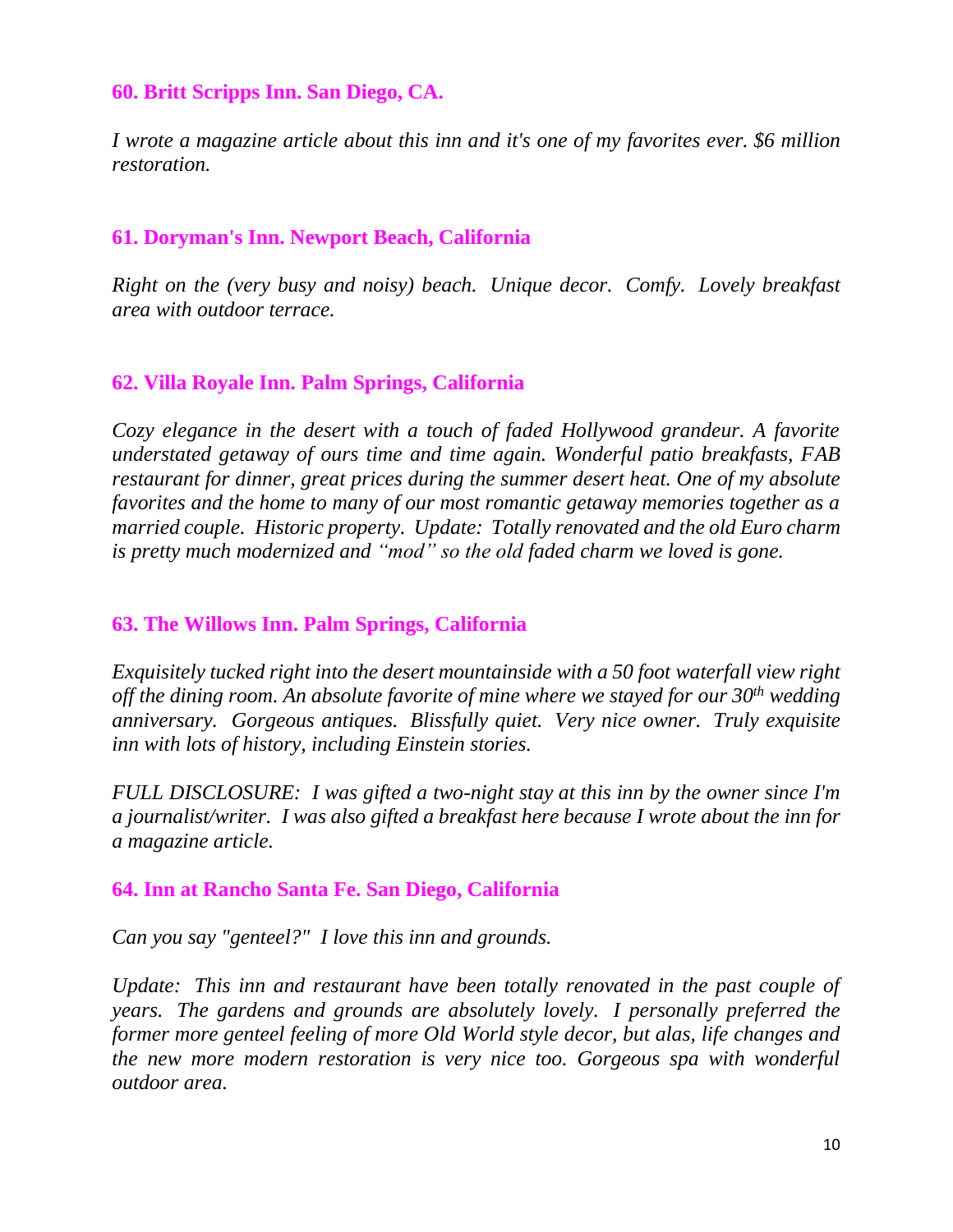### 60. Britt Scripps Inn. San Diego, CA.

*I wrote a magazine article about this inn and it's one of my favorites ever. $6 million restoration.*

### 61. Doryman's Inn. Newport Beach, California

*Right on the (very busy and noisy) beach. Unique decor. Comfy. Lovely breakfast area with outdoor terrace.*

### 62. Villa Royale Inn. Palm Springs, California

*Cozy elegance in the desert with a touch of faded Hollywood grandeur. A favorite understated getaway of ours time and time again. Wonderful patio breakfasts, FAB restaurant for dinner, great prices during the summer desert heat. One of my absolute favorites and the home to many of our most romantic getaway memories together as a married couple. Historic property. Update: Totally renovated and the old Euro charm is pretty much modernized and "mod" so the old faded charm we loved is gone.*

### 63. The Willows Inn. Palm Springs, California

*Exquisitely tucked right into the desert mountainside with a 50 foot waterfall view right off the dining room. An absolute favorite of mine where we stayed for our 30th wedding anniversary. Gorgeous antiques. Blissfully quiet. Very nice owner. Truly exquisite inn with lots of history, including Einstein stories.*

*FULL DISCLOSURE: I was gifted a two-night stay at this inn by the owner since I'm a journalist/writer. I was also gifted a breakfast here because I wrote about the inn for a magazine article.*

### 64. Inn at Rancho Santa Fe. San Diego, California

*Can you say "genteel?" I love this inn and grounds.*

*Update: This inn and restaurant have been totally renovated in the past couple of years. The gardens and grounds are absolutely lovely. I personally preferred the former more genteel feeling of more Old World style decor, but alas, life changes and the new more modern restoration is very nice too. Gorgeous spa with wonderful outdoor area.*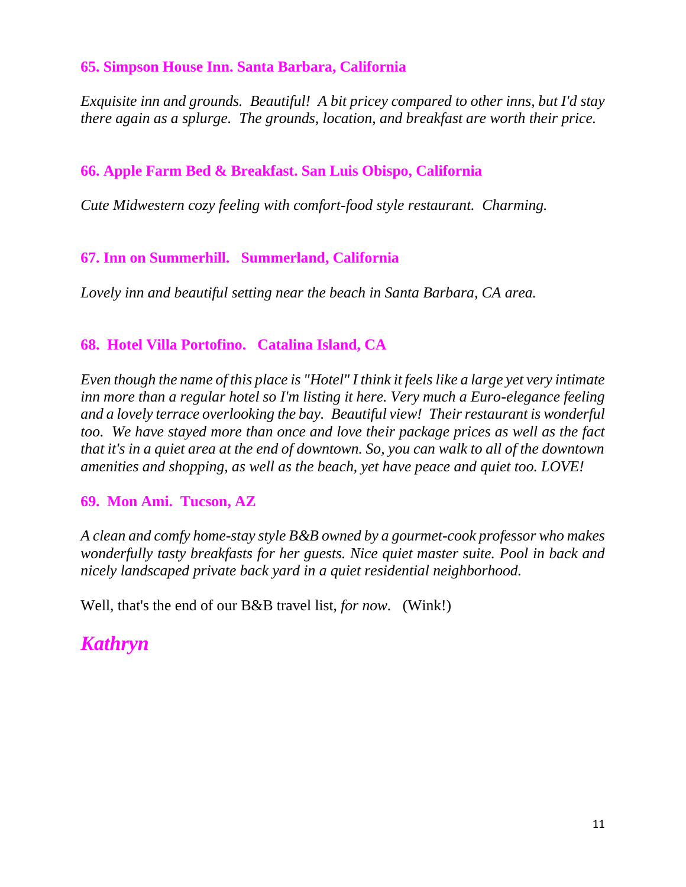### 65. Simpson House Inn. Santa Barbara, California

*Exquisite inn and grounds. Beautiful! A bit pricey compared to other inns, but I'd stay there again as a splurge. The grounds, location, and breakfast are worth their price.*

### 66. Apple Farm Bed & Breakfast. San Luis Obispo, California

*Cute Midwestern cozy feeling with comfort-food style restaurant. Charming.*

### 67. Inn on Summerhill. Summerland, California

*Lovely inn and beautiful setting near the beach in Santa Barbara, CA area.*

### 68. Hotel Villa Portofino. Catalina Island, CA

*Even though the name of this place is "Hotel" I think it feels like a large yet very intimate inn more than a regular hotel so I'm listing it here. Very much a Euro-elegance feeling and a lovely terrace overlooking the bay. Beautiful view! Their restaurant is wonderful too. We have stayed more than once and love their package prices as well as the fact that it's in a quiet area at the end of downtown. So, you can walk to all of the downtown amenities and shopping, as well as the beach, yet have peace and quiet too. LOVE!*

### 69. Mon Ami. Tucson, AZ

*A clean and comfy home-stay style B&B owned by a gourmet-cook professor who makes wonderfully tasty breakfasts for her guests. Nice quiet master suite. Pool in back and nicely landscaped private back yard in a quiet residential neighborhood.*

Well, that's the end of our B&B travel list, *for now*. (Wink!)

***Kathryn***